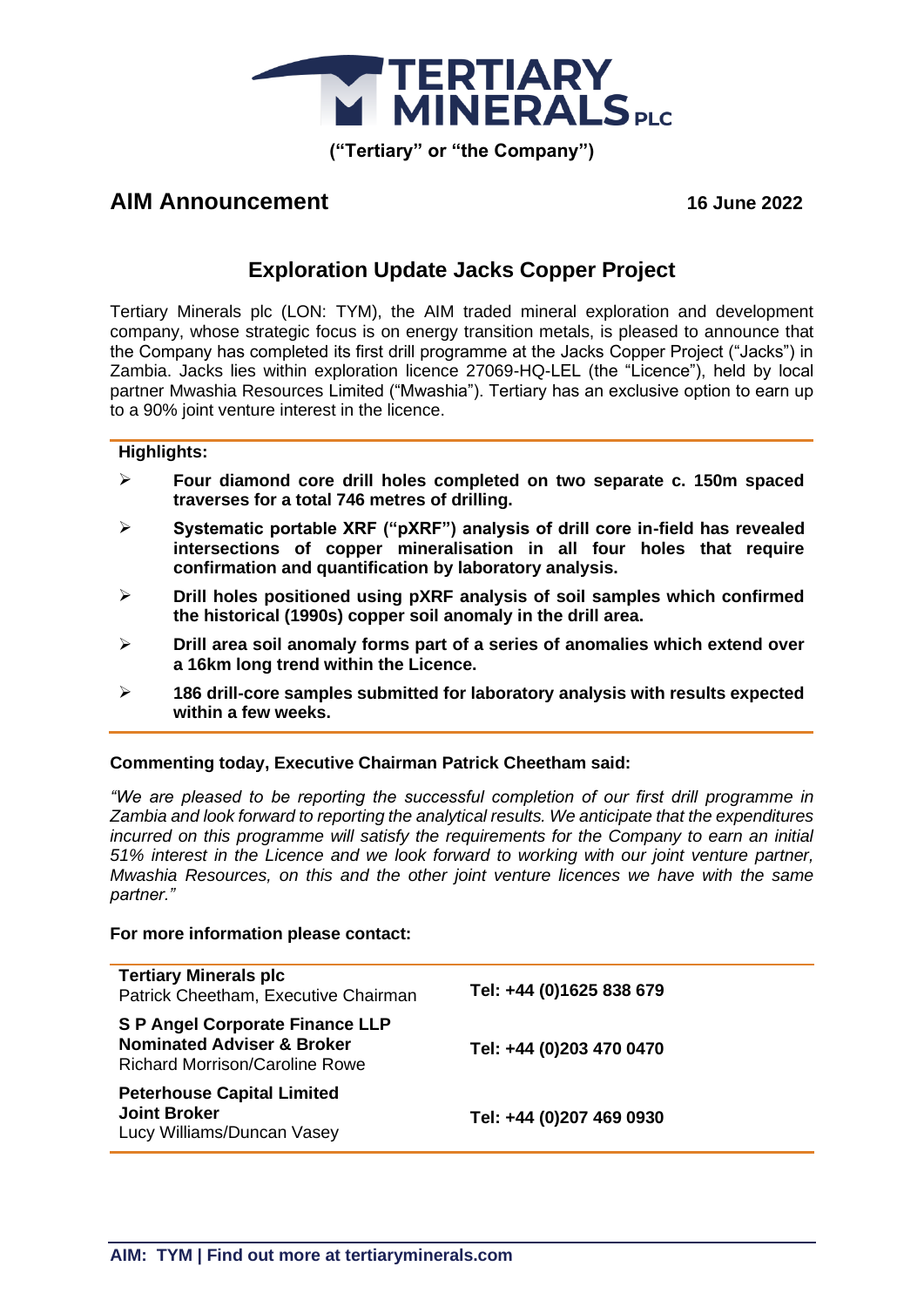**TERTIARY MINERALS PLC**

**("Tertiary" or "the Company")**

## AIM Announcement

**16 June 2022**

# Exploration Update Jacks Copper Project

Tertiary Minerals plc (LON: TYM), the AIM traded mineral exploration and development company, whose strategic focus is on energy transition metals, is pleased to announce that the Company has completed its first drill programme at the Jacks Copper Project ("Jacks") in Zambia. Jacks lies within exploration licence 27069-HQ-LEL (the "Licence"), held by local partner Mwashia Resources Limited ("Mwashia"). Tertiary has an exclusive option to earn up to a 90% joint venture interest in the licence.

**Highlights:**

- **Four diamond core drill holes completed on two separate c. 150m spaced traverses for a total 746 metres of drilling.**
- **Systematic portable XRF ("pXRF") analysis of drill core in-field has revealed intersections of copper mineralisation in all four holes that require confirmation and quantification by laboratory analysis.**
- **Drill holes positioned using pXRF analysis of soil samples which confirmed the historical (1990s) copper soil anomaly in the drill area.**
- **Drill area soil anomaly forms part of a series of anomalies which extend over a 16km long trend within the Licence.**
- **186 drill-core samples submitted for laboratory analysis with results expected within a few weeks.**

**Commenting today, Executive Chairman Patrick Cheetham said:**

*"We are pleased to be reporting the successful completion of our first drill programme in Zambia and look forward to reporting the analytical results. We anticipate that the expenditures incurred on this programme will satisfy the requirements for the Company to earn an initial 51% interest in the Licence and we look forward to working with our joint venture partner, Mwashia Resources, on this and the other joint venture licences we have with the same partner."*

**For more information please contact:**

| | |
|---|---|
| **Tertiary Minerals plc**<br>Patrick Cheetham, Executive Chairman | **Tel: +44 (0)1625 838 679** |
| **S P Angel Corporate Finance LLP**<br>**Nominated Adviser & Broker**<br>Richard Morrison/Caroline Rowe | **Tel: +44 (0)203 470 0470** |
| **Peterhouse Capital Limited**<br>**Joint Broker**<br>Lucy Williams/Duncan Vasey | **Tel: +44 (0)207 469 0930** |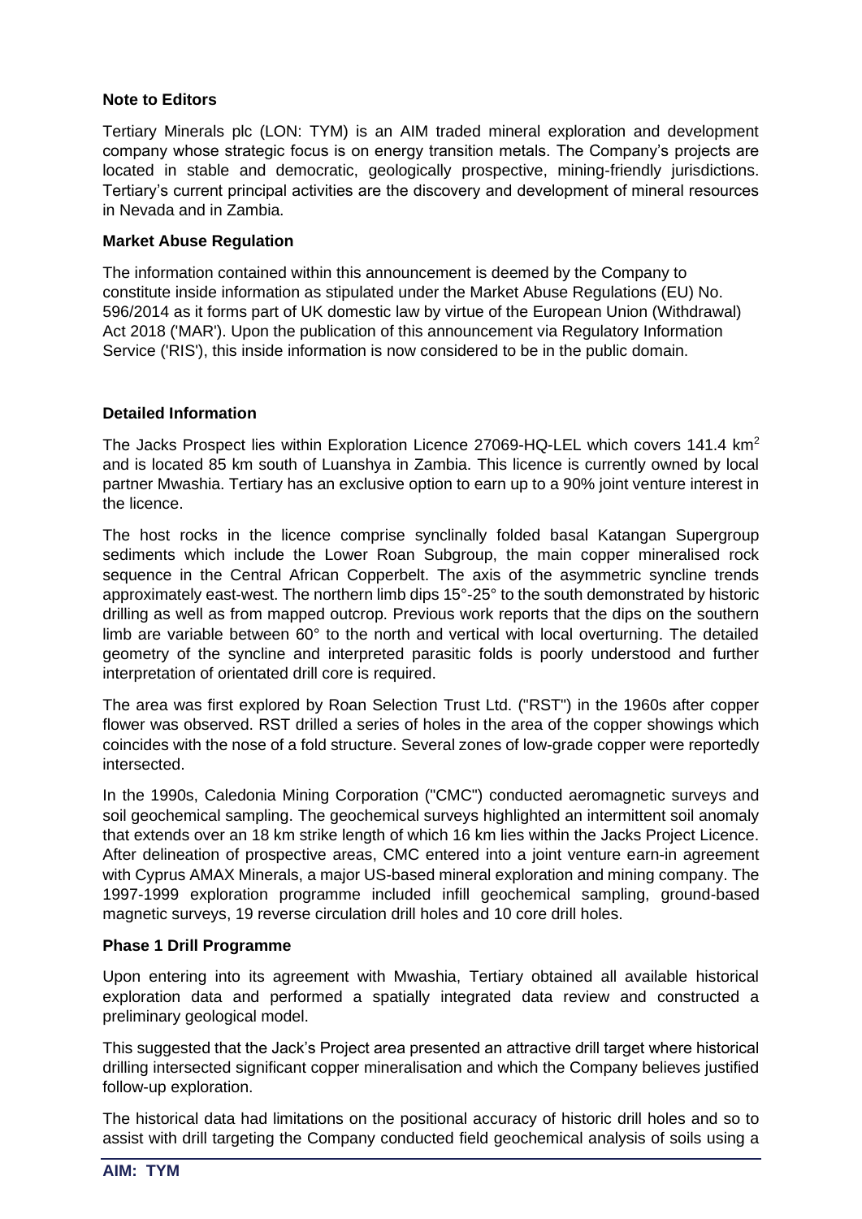**Note to Editors**

Tertiary Minerals plc (LON: TYM) is an AIM traded mineral exploration and development company whose strategic focus is on energy transition metals. The Company's projects are located in stable and democratic, geologically prospective, mining-friendly jurisdictions. Tertiary's current principal activities are the discovery and development of mineral resources in Nevada and in Zambia.

**Market Abuse Regulation**

The information contained within this announcement is deemed by the Company to constitute inside information as stipulated under the Market Abuse Regulations (EU) No. 596/2014 as it forms part of UK domestic law by virtue of the European Union (Withdrawal) Act 2018 ('MAR'). Upon the publication of this announcement via Regulatory Information Service ('RIS'), this inside information is now considered to be in the public domain.

**Detailed Information**

The Jacks Prospect lies within Exploration Licence 27069-HQ-LEL which covers 141.4 km$^2$ and is located 85 km south of Luanshya in Zambia. This licence is currently owned by local partner Mwashia. Tertiary has an exclusive option to earn up to a 90% joint venture interest in the licence.

The host rocks in the licence comprise synclinally folded basal Katangan Supergroup sediments which include the Lower Roan Subgroup, the main copper mineralised rock sequence in the Central African Copperbelt. The axis of the asymmetric syncline trends approximately east-west. The northern limb dips 15°-25° to the south demonstrated by historic drilling as well as from mapped outcrop. Previous work reports that the dips on the southern limb are variable between 60° to the north and vertical with local overturning. The detailed geometry of the syncline and interpreted parasitic folds is poorly understood and further interpretation of orientated drill core is required.

The area was first explored by Roan Selection Trust Ltd. ("RST") in the 1960s after copper flower was observed. RST drilled a series of holes in the area of the copper showings which coincides with the nose of a fold structure. Several zones of low-grade copper were reportedly intersected.

In the 1990s, Caledonia Mining Corporation ("CMC") conducted aeromagnetic surveys and soil geochemical sampling. The geochemical surveys highlighted an intermittent soil anomaly that extends over an 18 km strike length of which 16 km lies within the Jacks Project Licence. After delineation of prospective areas, CMC entered into a joint venture earn-in agreement with Cyprus AMAX Minerals, a major US-based mineral exploration and mining company. The 1997-1999 exploration programme included infill geochemical sampling, ground-based magnetic surveys, 19 reverse circulation drill holes and 10 core drill holes.

**Phase 1 Drill Programme**

Upon entering into its agreement with Mwashia, Tertiary obtained all available historical exploration data and performed a spatially integrated data review and constructed a preliminary geological model.

This suggested that the Jack's Project area presented an attractive drill target where historical drilling intersected significant copper mineralisation and which the Company believes justified follow-up exploration.

The historical data had limitations on the positional accuracy of historic drill holes and so to assist with drill targeting the Company conducted field geochemical analysis of soils using a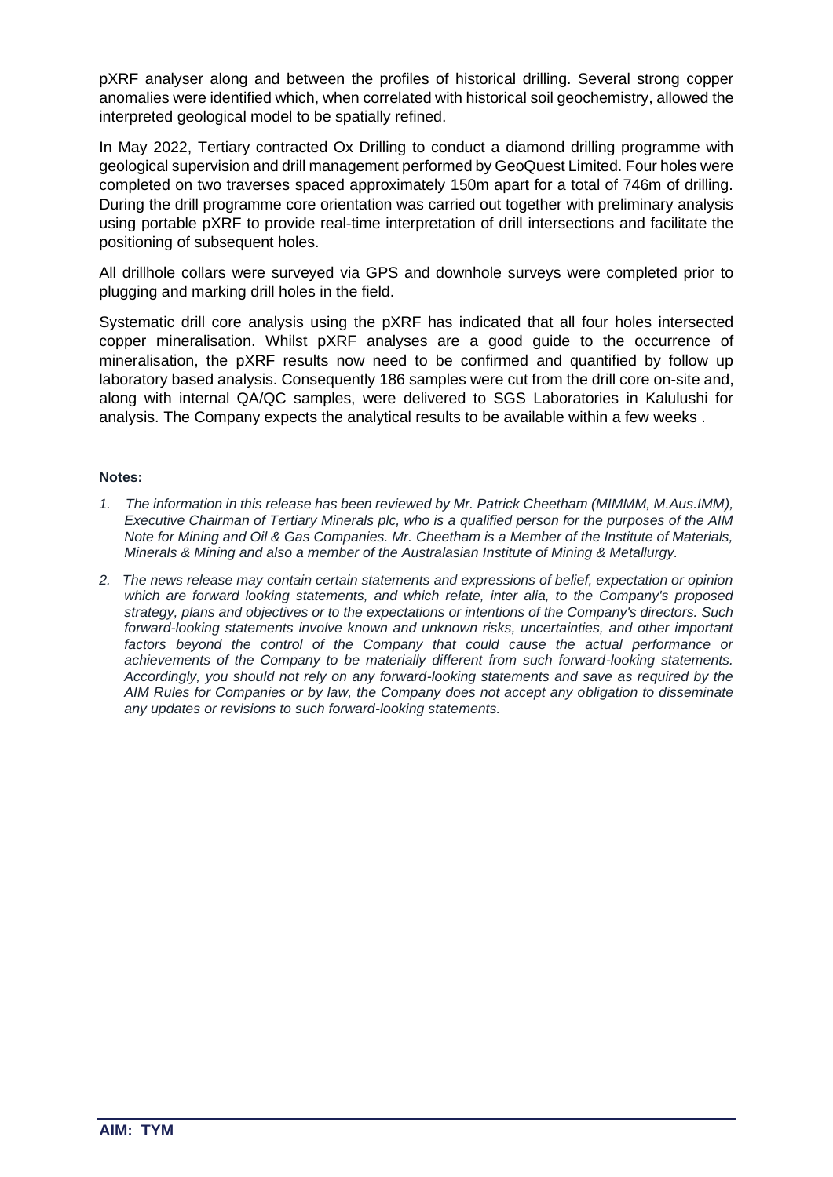pXRF analyser along and between the profiles of historical drilling. Several strong copper anomalies were identified which, when correlated with historical soil geochemistry, allowed the interpreted geological model to be spatially refined.

In May 2022, Tertiary contracted Ox Drilling to conduct a diamond drilling programme with geological supervision and drill management performed by GeoQuest Limited. Four holes were completed on two traverses spaced approximately 150m apart for a total of 746m of drilling. During the drill programme core orientation was carried out together with preliminary analysis using portable pXRF to provide real-time interpretation of drill intersections and facilitate the positioning of subsequent holes.

All drillhole collars were surveyed via GPS and downhole surveys were completed prior to plugging and marking drill holes in the field.

Systematic drill core analysis using the pXRF has indicated that all four holes intersected copper mineralisation. Whilst pXRF analyses are a good guide to the occurrence of mineralisation, the pXRF results now need to be confirmed and quantified by follow up laboratory based analysis. Consequently 186 samples were cut from the drill core on-site and, along with internal QA/QC samples, were delivered to SGS Laboratories in Kalulushi for analysis. The Company expects the analytical results to be available within a few weeks .

**Notes:**

1. *The information in this release has been reviewed by Mr. Patrick Cheetham (MIMMM, M.Aus.IMM), Executive Chairman of Tertiary Minerals plc, who is a qualified person for the purposes of the AIM Note for Mining and Oil & Gas Companies. Mr. Cheetham is a Member of the Institute of Materials, Minerals & Mining and also a member of the Australasian Institute of Mining & Metallurgy.*
2. *The news release may contain certain statements and expressions of belief, expectation or opinion which are forward looking statements, and which relate, inter alia, to the Company's proposed strategy, plans and objectives or to the expectations or intentions of the Company's directors. Such forward-looking statements involve known and unknown risks, uncertainties, and other important factors beyond the control of the Company that could cause the actual performance or achievements of the Company to be materially different from such forward-looking statements. Accordingly, you should not rely on any forward-looking statements and save as required by the AIM Rules for Companies or by law, the Company does not accept any obligation to disseminate any updates or revisions to such forward-looking statements.*